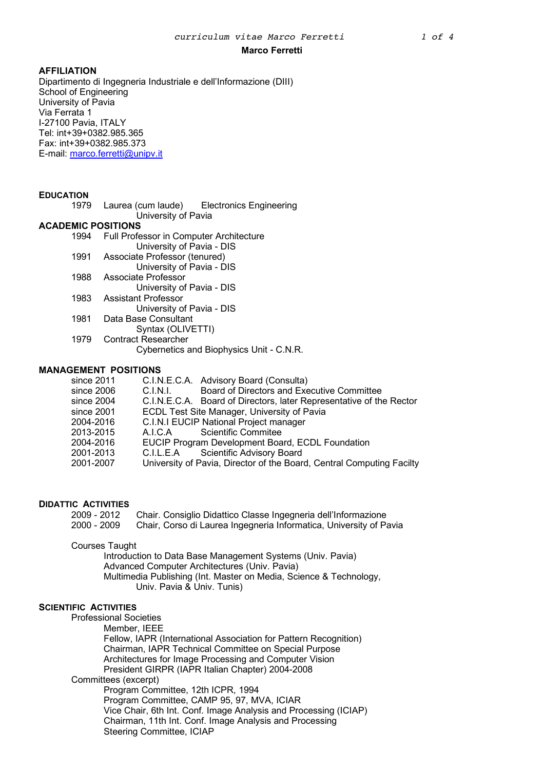# Marco Ferretti

## AFFILIATION

Dipartimento di Ingegneria Industriale e dell'Informazione (DIII)
School of Engineering
University of Pavia
Via Ferrata 1
I-27100 Pavia, ITALY
Tel: int+39+0382.985.365
Fax: int+39+0382.985.373
E-mail: marco.ferretti@unipv.it

## EDUCATION

- 1979 Laurea (cum laude) Electronics Engineering
  University of Pavia

## ACADEMIC POSITIONS

- 1994 Full Professor in Computer Architecture
  University of Pavia - DIS
- 1991 Associate Professor (tenured)
  University of Pavia - DIS
- 1988 Associate Professor
  University of Pavia - DIS
- 1983 Assistant Professor
  University of Pavia - DIS
- 1981 Data Base Consultant
  Syntax (OLIVETTI)
- 1979 Contract Researcher
  Cybernetics and Biophysics Unit - C.N.R.

## MANAGEMENT POSITIONS

- since 2011 C.I.N.E.C.A. Advisory Board (Consulta)
- since 2006 C.I.N.I. Board of Directors and Executive Committee
- since 2004 C.I.N.E.C.A. Board of Directors, later Representative of the Rector
- since 2001 ECDL Test Site Manager, University of Pavia
- 2004-2016 C.I.N.I EUCIP National Project manager
- 2013-2015 A.I.C.A Scientific Commitee
- 2004-2016 EUCIP Program Development Board, ECDL Foundation
- 2001-2013 C.I.L.E.A Scientific Advisory Board
- 2001-2007 University of Pavia, Director of the Board, Central Computing Facilty

## DIDATTIC ACTIVITIES

- 2009 - 2012 Chair. Consiglio Didattico Classe Ingegneria dell'Informazione
- 2000 - 2009 Chair, Corso di Laurea Ingegneria Informatica, University of Pavia

Courses Taught

- Introduction to Data Base Management Systems (Univ. Pavia)
- Advanced Computer Architectures (Univ. Pavia)
- Multimedia Publishing (Int. Master on Media, Science & Technology, Univ. Pavia & Univ. Tunis)

## SCIENTIFIC ACTIVITIES

Professional Societies

- Member, IEEE
- Fellow, IAPR (International Association for Pattern Recognition)
- Chairman, IAPR Technical Committee on Special Purpose Architectures for Image Processing and Computer Vision
- President GIRPR (IAPR Italian Chapter) 2004-2008

Committees (excerpt)

- Program Committee, 12th ICPR, 1994
- Program Committee, CAMP 95, 97, MVA, ICIAR
- Vice Chair, 6th Int. Conf. Image Analysis and Processing (ICIAP)
- Chairman, 11th Int. Conf. Image Analysis and Processing
- Steering Committee, ICIAP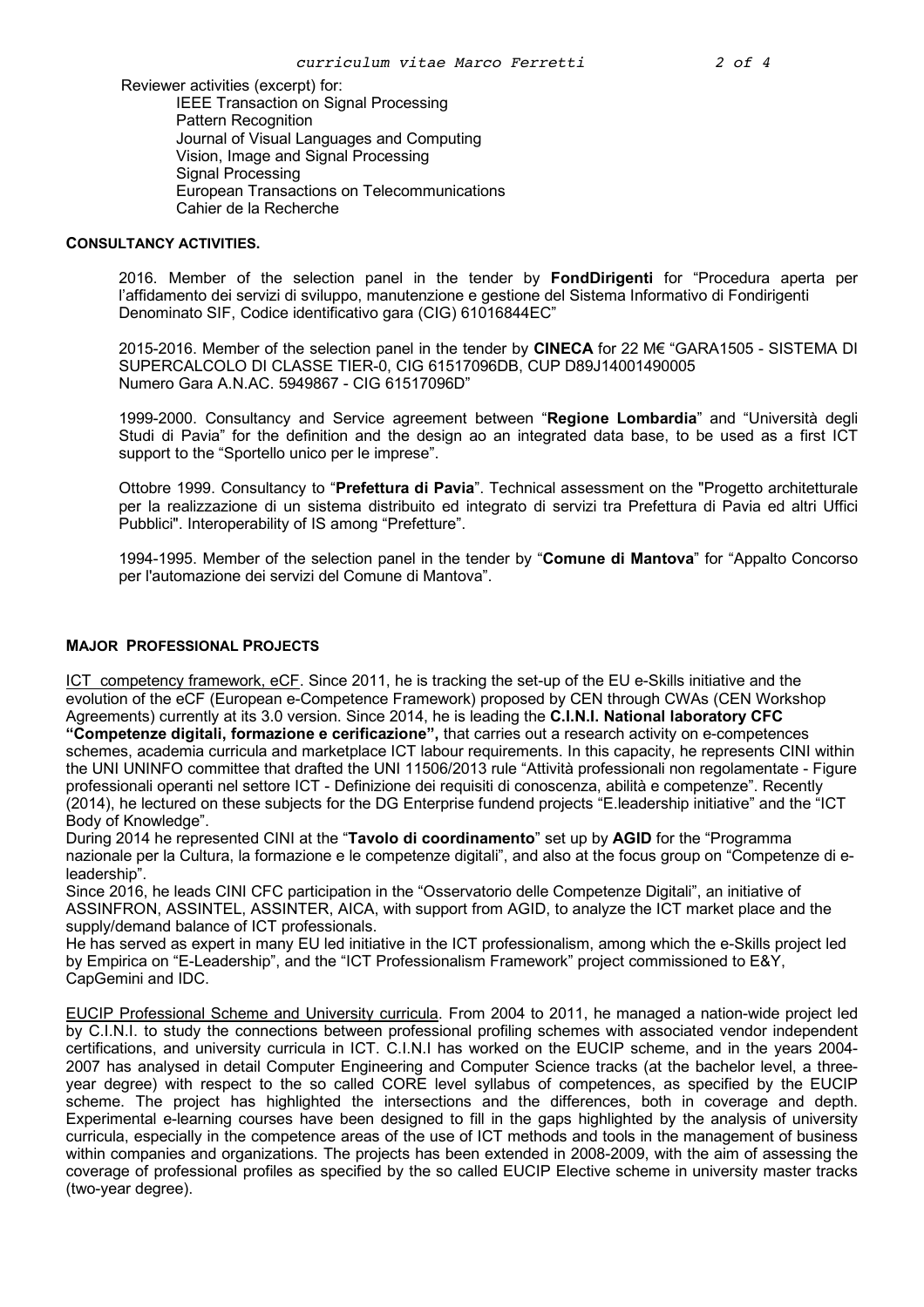Reviewer activities (excerpt) for:

IEEE Transaction on Signal Processing
Pattern Recognition
Journal of Visual Languages and Computing
Vision, Image and Signal Processing
Signal Processing
European Transactions on Telecommunications
Cahier de la Recherche

## CONSULTANCY ACTIVITIES.

2016. Member of the selection panel in the tender by **FondDirigenti** for "Procedura aperta per l'affidamento dei servizi di sviluppo, manutenzione e gestione del Sistema Informativo di Fondirigenti Denominato SIF, Codice identificativo gara (CIG) 61016844EC"

2015-2016. Member of the selection panel in the tender by **CINECA** for 22 M€ "GARA1505 - SISTEMA DI SUPERCALCOLO DI CLASSE TIER-0, CIG 61517096DB, CUP D89J14001490005 Numero Gara A.N.AC. 5949867 - CIG 61517096D"

1999-2000. Consultancy and Service agreement between "**Regione Lombardia**" and "Università degli Studi di Pavia" for the definition and the design ao an integrated data base, to be used as a first ICT support to the "Sportello unico per le imprese".

Ottobre 1999. Consultancy to "**Prefettura di Pavia**". Technical assessment on the "Progetto architetturale per la realizzazione di un sistema distribuito ed integrato di servizi tra Prefettura di Pavia ed altri Uffici Pubblici". Interoperability of IS among "Prefetture".

1994-1995. Member of the selection panel in the tender by "**Comune di Mantova**" for "Appalto Concorso per l'automazione dei servizi del Comune di Mantova".

## MAJOR PROFESSIONAL PROJECTS

<u>ICT competency framework, eCF</u>. Since 2011, he is tracking the set-up of the EU e-Skills initiative and the evolution of the eCF (European e-Competence Framework) proposed by CEN through CWAs (CEN Workshop Agreements) currently at its 3.0 version. Since 2014, he is leading the **C.I.N.I. National laboratory CFC "Competenze digitali, formazione e cerificazione",** that carries out a research activity on e-competences schemes, academia curricula and marketplace ICT labour requirements. In this capacity, he represents CINI within the UNI UNINFO committee that drafted the UNI 11506/2013 rule "Attività professionali non regolamentate - Figure professionali operanti nel settore ICT - Definizione dei requisiti di conoscenza, abilità e competenze". Recently (2014), he lectured on these subjects for the DG Enterprise fundend projects "E.leadership initiative" and the "ICT Body of Knowledge".

During 2014 he represented CINI at the "**Tavolo di coordinamento**" set up by **AGID** for the "Programma nazionale per la Cultura, la formazione e le competenze digitali", and also at the focus group on "Competenze di e-leadership".

Since 2016, he leads CINI CFC participation in the "Osservatorio delle Competenze Digitali", an initiative of ASSINFRON, ASSINTEL, ASSINTER, AICA, with support from AGID, to analyze the ICT market place and the supply/demand balance of ICT professionals.

He has served as expert in many EU led initiative in the ICT professionalism, among which the e-Skills project led by Empirica on "E-Leadership", and the "ICT Professionalism Framework" project commissioned to E&Y, CapGemini and IDC.

<u>EUCIP Professional Scheme and University curricula</u>. From 2004 to 2011, he managed a nation-wide project led by C.I.N.I. to study the connections between professional profiling schemes with associated vendor independent certifications, and university curricula in ICT. C.I.N.I has worked on the EUCIP scheme, and in the years 2004-2007 has analysed in detail Computer Engineering and Computer Science tracks (at the bachelor level, a three-year degree) with respect to the so called CORE level syllabus of competences, as specified by the EUCIP scheme. The project has highlighted the intersections and the differences, both in coverage and depth. Experimental e-learning courses have been designed to fill in the gaps highlighted by the analysis of university curricula, especially in the competence areas of the use of ICT methods and tools in the management of business within companies and organizations. The projects has been extended in 2008-2009, with the aim of assessing the coverage of professional profiles as specified by the so called EUCIP Elective scheme in university master tracks (two-year degree).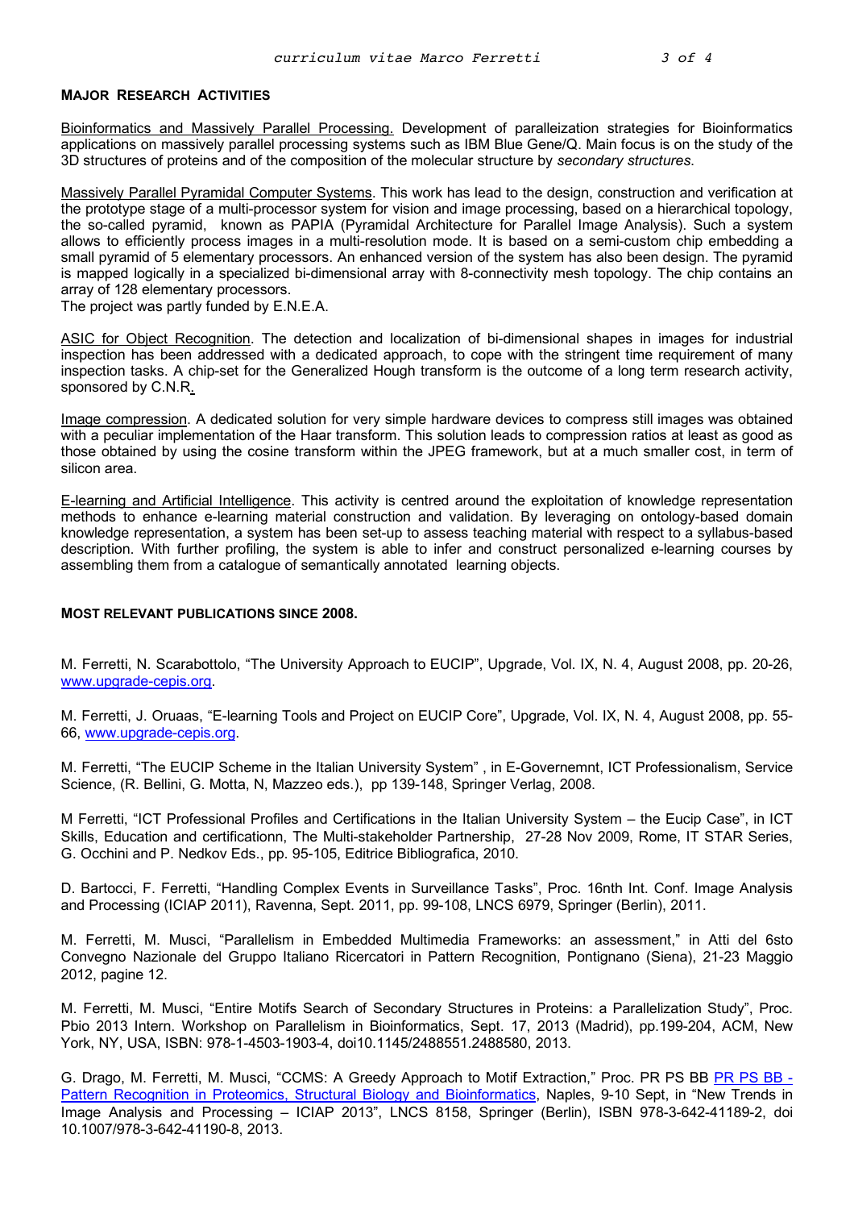## MAJOR RESEARCH ACTIVITIES

Bioinformatics and Massively Parallel Processing. Development of paralleization strategies for Bioinformatics applications on massively parallel processing systems such as IBM Blue Gene/Q. Main focus is on the study of the 3D structures of proteins and of the composition of the molecular structure by *secondary structures*.

Massively Parallel Pyramidal Computer Systems. This work has lead to the design, construction and verification at the prototype stage of a multi-processor system for vision and image processing, based on a hierarchical topology, the so-called pyramid, known as PAPIA (Pyramidal Architecture for Parallel Image Analysis). Such a system allows to efficiently process images in a multi-resolution mode. It is based on a semi-custom chip embedding a small pyramid of 5 elementary processors. An enhanced version of the system has also been design. The pyramid is mapped logically in a specialized bi-dimensional array with 8-connectivity mesh topology. The chip contains an array of 128 elementary processors.
The project was partly funded by E.N.E.A.

ASIC for Object Recognition. The detection and localization of bi-dimensional shapes in images for industrial inspection has been addressed with a dedicated approach, to cope with the stringent time requirement of many inspection tasks. A chip-set for the Generalized Hough transform is the outcome of a long term research activity, sponsored by C.N.R.

Image compression. A dedicated solution for very simple hardware devices to compress still images was obtained with a peculiar implementation of the Haar transform. This solution leads to compression ratios at least as good as those obtained by using the cosine transform within the JPEG framework, but at a much smaller cost, in term of silicon area.

E-learning and Artificial Intelligence. This activity is centred around the exploitation of knowledge representation methods to enhance e-learning material construction and validation. By leveraging on ontology-based domain knowledge representation, a system has been set-up to assess teaching material with respect to a syllabus-based description. With further profiling, the system is able to infer and construct personalized e-learning courses by assembling them from a catalogue of semantically annotated learning objects.

## MOST RELEVANT PUBLICATIONS SINCE 2008.

M. Ferretti, N. Scarabottolo, "The University Approach to EUCIP", Upgrade, Vol. IX, N. 4, August 2008, pp. 20-26, www.upgrade-cepis.org.

M. Ferretti, J. Oruaas, "E-learning Tools and Project on EUCIP Core", Upgrade, Vol. IX, N. 4, August 2008, pp. 55-66, www.upgrade-cepis.org.

M. Ferretti, "The EUCIP Scheme in the Italian University System" , in E-Governemnt, ICT Professionalism, Service Science, (R. Bellini, G. Motta, N, Mazzeo eds.), pp 139-148, Springer Verlag, 2008.

M Ferretti, "ICT Professional Profiles and Certifications in the Italian University System – the Eucip Case", in ICT Skills, Education and certificationn, The Multi-stakeholder Partnership, 27-28 Nov 2009, Rome, IT STAR Series, G. Occhini and P. Nedkov Eds., pp. 95-105, Editrice Bibliografica, 2010.

D. Bartocci, F. Ferretti, "Handling Complex Events in Surveillance Tasks", Proc. 16nth Int. Conf. Image Analysis and Processing (ICIAP 2011), Ravenna, Sept. 2011, pp. 99-108, LNCS 6979, Springer (Berlin), 2011.

M. Ferretti, M. Musci, "Parallelism in Embedded Multimedia Frameworks: an assessment," in Atti del 6sto Convegno Nazionale del Gruppo Italiano Ricercatori in Pattern Recognition, Pontignano (Siena), 21-23 Maggio 2012, pagine 12.

M. Ferretti, M. Musci, "Entire Motifs Search of Secondary Structures in Proteins: a Parallelization Study", Proc. Pbio 2013 Intern. Workshop on Parallelism in Bioinformatics, Sept. 17, 2013 (Madrid), pp.199-204, ACM, New York, NY, USA, ISBN: 978-1-4503-1903-4, doi10.1145/2488551.2488580, 2013.

G. Drago, M. Ferretti, M. Musci, "CCMS: A Greedy Approach to Motif Extraction," Proc. PR PS BB PR PS BB - Pattern Recognition in Proteomics, Structural Biology and Bioinformatics, Naples, 9-10 Sept, in "New Trends in Image Analysis and Processing – ICIAP 2013", LNCS 8158, Springer (Berlin), ISBN 978-3-642-41189-2, doi 10.1007/978-3-642-41190-8, 2013.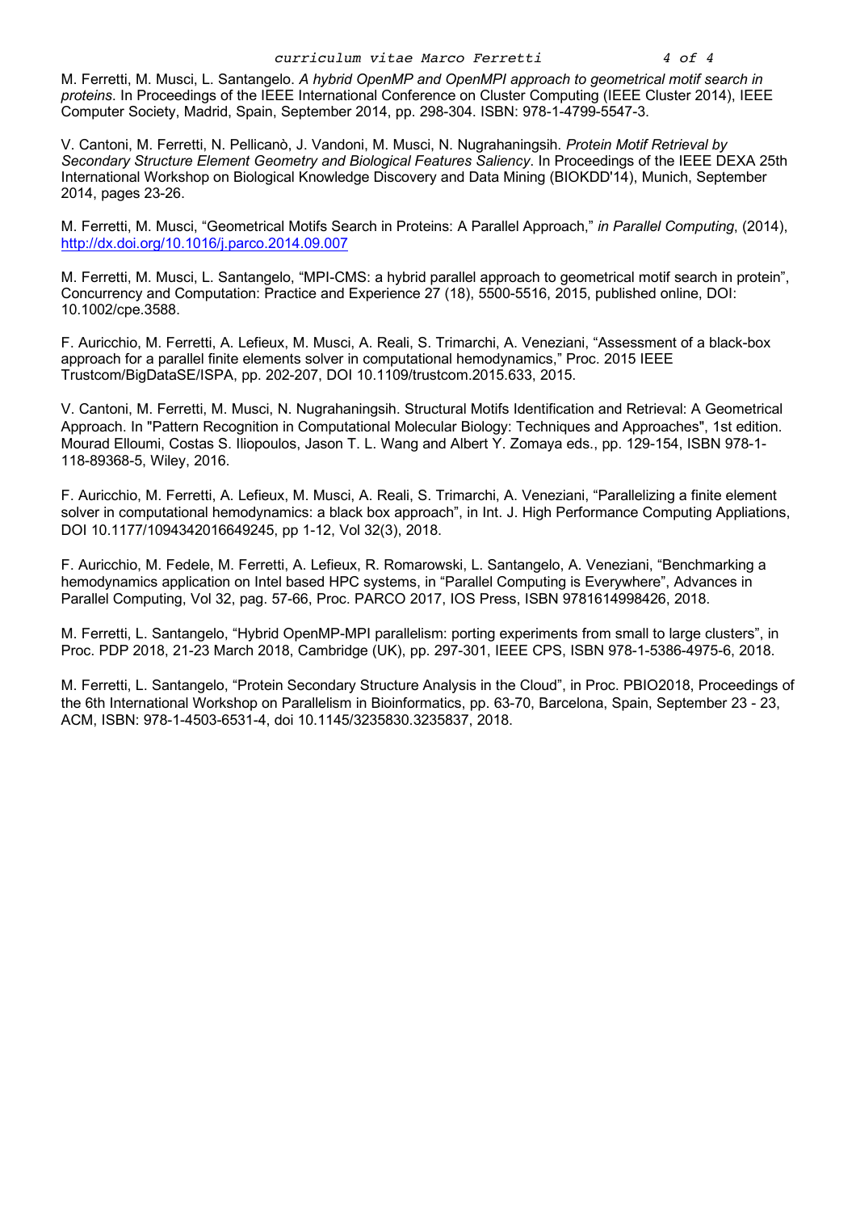M. Ferretti, M. Musci, L. Santangelo. *A hybrid OpenMP and OpenMPI approach to geometrical motif search in proteins*. In Proceedings of the IEEE International Conference on Cluster Computing (IEEE Cluster 2014), IEEE Computer Society, Madrid, Spain, September 2014, pp. 298-304. ISBN: 978-1-4799-5547-3.

V. Cantoni, M. Ferretti, N. Pellicanò, J. Vandoni, M. Musci, N. Nugrahaningsih. *Protein Motif Retrieval by Secondary Structure Element Geometry and Biological Features Saliency*. In Proceedings of the IEEE DEXA 25th International Workshop on Biological Knowledge Discovery and Data Mining (BIOKDD'14), Munich, September 2014, pages 23-26.

M. Ferretti, M. Musci, "Geometrical Motifs Search in Proteins: A Parallel Approach," *in Parallel Computing*, (2014), http://dx.doi.org/10.1016/j.parco.2014.09.007

M. Ferretti, M. Musci, L. Santangelo, "MPI-CMS: a hybrid parallel approach to geometrical motif search in protein", Concurrency and Computation: Practice and Experience 27 (18), 5500-5516, 2015, published online, DOI: 10.1002/cpe.3588.

F. Auricchio, M. Ferretti, A. Lefieux, M. Musci, A. Reali, S. Trimarchi, A. Veneziani, "Assessment of a black-box approach for a parallel finite elements solver in computational hemodynamics," Proc. 2015 IEEE Trustcom/BigDataSE/ISPA, pp. 202-207, DOI 10.1109/trustcom.2015.633, 2015.

V. Cantoni, M. Ferretti, M. Musci, N. Nugrahaningsih. Structural Motifs Identification and Retrieval: A Geometrical Approach. In "Pattern Recognition in Computational Molecular Biology: Techniques and Approaches", 1st edition. Mourad Elloumi, Costas S. Iliopoulos, Jason T. L. Wang and Albert Y. Zomaya eds., pp. 129-154, ISBN 978-1-118-89368-5, Wiley, 2016.

F. Auricchio, M. Ferretti, A. Lefieux, M. Musci, A. Reali, S. Trimarchi, A. Veneziani, "Parallelizing a finite element solver in computational hemodynamics: a black box approach", in Int. J. High Performance Computing Appliations, DOI 10.1177/1094342016649245, pp 1-12, Vol 32(3), 2018.

F. Auricchio, M. Fedele, M. Ferretti, A. Lefieux, R. Romarowski, L. Santangelo, A. Veneziani, "Benchmarking a hemodynamics application on Intel based HPC systems, in "Parallel Computing is Everywhere", Advances in Parallel Computing, Vol 32, pag. 57-66, Proc. PARCO 2017, IOS Press, ISBN 9781614998426, 2018.

M. Ferretti, L. Santangelo, "Hybrid OpenMP-MPI parallelism: porting experiments from small to large clusters", in Proc. PDP 2018, 21-23 March 2018, Cambridge (UK), pp. 297-301, IEEE CPS, ISBN 978-1-5386-4975-6, 2018.

M. Ferretti, L. Santangelo, "Protein Secondary Structure Analysis in the Cloud", in Proc. PBIO2018, Proceedings of the 6th International Workshop on Parallelism in Bioinformatics, pp. 63-70, Barcelona, Spain, September 23 - 23, ACM, ISBN: 978-1-4503-6531-4, doi 10.1145/3235830.3235837, 2018.